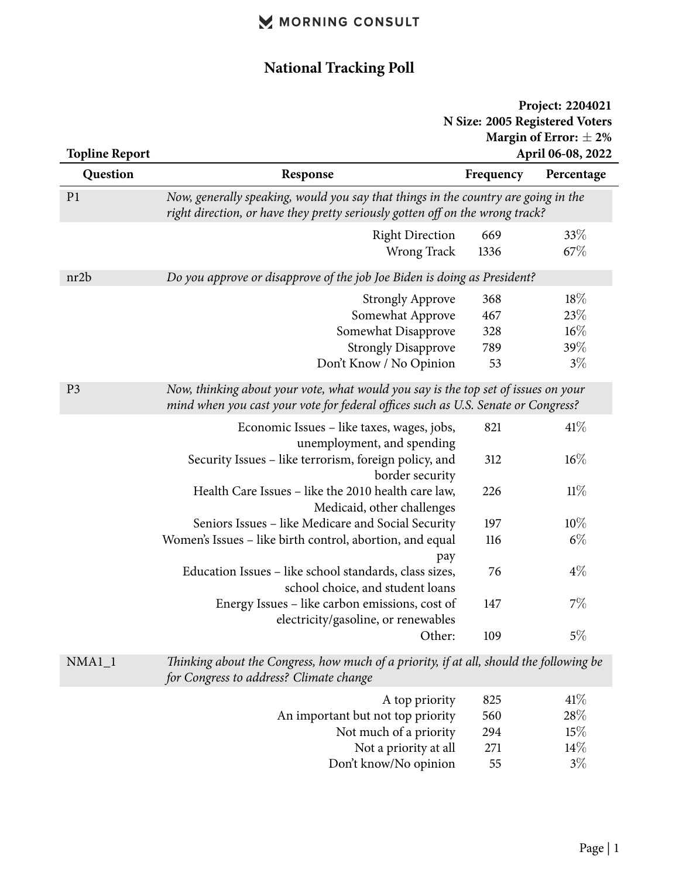MORNING CONSULT

# National Tracking Poll

**Project: 2204021**
**N Size: 2005 Registered Voters**
**Margin of Error: ± 2%**
**April 06-08, 2022**

**Topline Report**

| Question | Response | Frequency | Percentage |
|---|---|---|---|
| P1 | *Now, generally speaking, would you say that things in the country are going in the right direction, or have they pretty seriously gotten off on the wrong track?* | | |
| | Right Direction | 669 | 33% |
| | Wrong Track | 1336 | 67% |
| nr2b | *Do you approve or disapprove of the job Joe Biden is doing as President?* | | |
| | Strongly Approve | 368 | 18% |
| | Somewhat Approve | 467 | 23% |
| | Somewhat Disapprove | 328 | 16% |
| | Strongly Disapprove | 789 | 39% |
| | Don't Know / No Opinion | 53 | 3% |
| P3 | *Now, thinking about your vote, what would you say is the top set of issues on your mind when you cast your vote for federal offices such as U.S. Senate or Congress?* | | |
| | Economic Issues – like taxes, wages, jobs, unemployment, and spending | 821 | 41% |
| | Security Issues – like terrorism, foreign policy, and border security | 312 | 16% |
| | Health Care Issues – like the 2010 health care law, Medicaid, other challenges | 226 | 11% |
| | Seniors Issues – like Medicare and Social Security | 197 | 10% |
| | Women's Issues – like birth control, abortion, and equal pay | 116 | 6% |
| | Education Issues – like school standards, class sizes, school choice, and student loans | 76 | 4% |
| | Energy Issues – like carbon emissions, cost of electricity/gasoline, or renewables | 147 | 7% |
| | Other: | 109 | 5% |
| NMA1_1 | *Thinking about the Congress, how much of a priority, if at all, should the following be for Congress to address? Climate change* | | |
| | A top priority | 825 | 41% |
| | An important but not top priority | 560 | 28% |
| | Not much of a priority | 294 | 15% |
| | Not a priority at all | 271 | 14% |
| | Don't know/No opinion | 55 | 3% |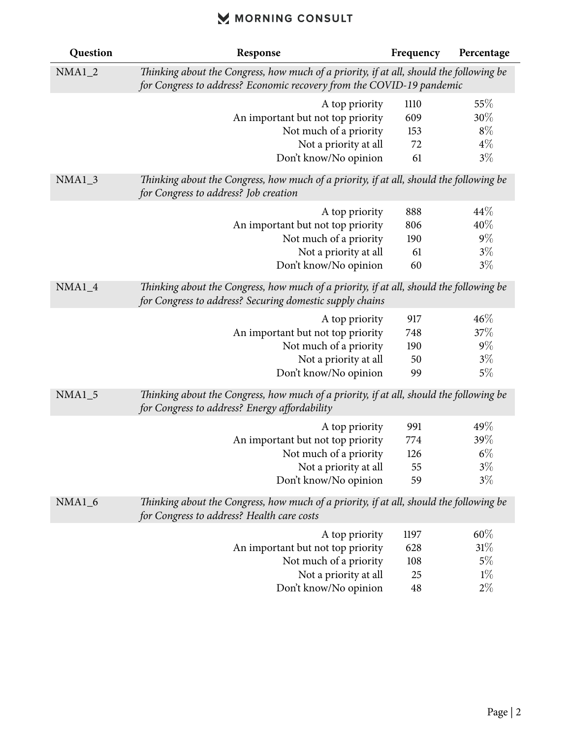| Question | Response | Frequency | Percentage |
|---|---|---|---|
| NMA1_2 | *Thinking about the Congress, how much of a priority, if at all, should the following be for Congress to address? Economic recovery from the COVID-19 pandemic* | | |
| | A top priority | 1110 | 55% |
| | An important but not top priority | 609 | 30% |
| | Not much of a priority | 153 | 8% |
| | Not a priority at all | 72 | 4% |
| | Don't know/No opinion | 61 | 3% |
| NMA1_3 | *Thinking about the Congress, how much of a priority, if at all, should the following be for Congress to address? Job creation* | | |
| | A top priority | 888 | 44% |
| | An important but not top priority | 806 | 40% |
| | Not much of a priority | 190 | 9% |
| | Not a priority at all | 61 | 3% |
| | Don't know/No opinion | 60 | 3% |
| NMA1_4 | *Thinking about the Congress, how much of a priority, if at all, should the following be for Congress to address? Securing domestic supply chains* | | |
| | A top priority | 917 | 46% |
| | An important but not top priority | 748 | 37% |
| | Not much of a priority | 190 | 9% |
| | Not a priority at all | 50 | 3% |
| | Don't know/No opinion | 99 | 5% |
| NMA1_5 | *Thinking about the Congress, how much of a priority, if at all, should the following be for Congress to address? Energy affordability* | | |
| | A top priority | 991 | 49% |
| | An important but not top priority | 774 | 39% |
| | Not much of a priority | 126 | 6% |
| | Not a priority at all | 55 | 3% |
| | Don't know/No opinion | 59 | 3% |
| NMA1_6 | *Thinking about the Congress, how much of a priority, if at all, should the following be for Congress to address? Health care costs* | | |
| | A top priority | 1197 | 60% |
| | An important but not top priority | 628 | 31% |
| | Not much of a priority | 108 | 5% |
| | Not a priority at all | 25 | 1% |
| | Don't know/No opinion | 48 | 2% |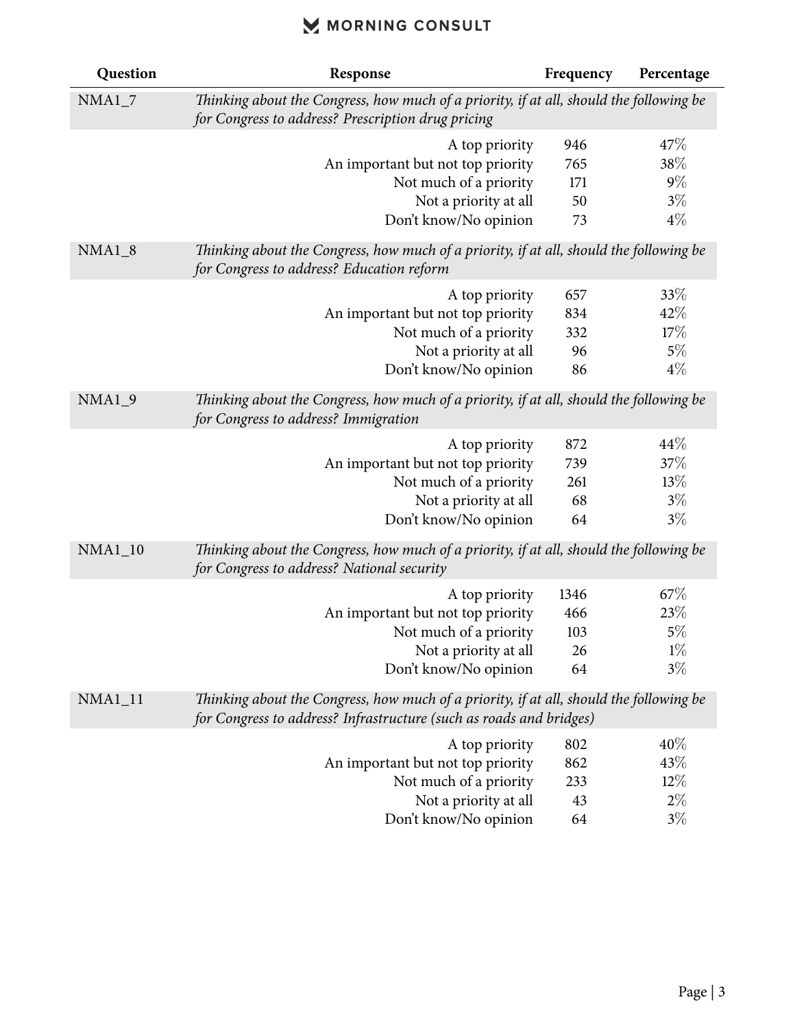| Question | Response | Frequency | Percentage |
|---|---|---|---|
| NMA1_7 | *Thinking about the Congress, how much of a priority, if at all, should the following be for Congress to address? Prescription drug pricing* | | |
| | A top priority | 946 | 47% |
| | An important but not top priority | 765 | 38% |
| | Not much of a priority | 171 | 9% |
| | Not a priority at all | 50 | 3% |
| | Don't know/No opinion | 73 | 4% |
| NMA1_8 | *Thinking about the Congress, how much of a priority, if at all, should the following be for Congress to address? Education reform* | | |
| | A top priority | 657 | 33% |
| | An important but not top priority | 834 | 42% |
| | Not much of a priority | 332 | 17% |
| | Not a priority at all | 96 | 5% |
| | Don't know/No opinion | 86 | 4% |
| NMA1_9 | *Thinking about the Congress, how much of a priority, if at all, should the following be for Congress to address? Immigration* | | |
| | A top priority | 872 | 44% |
| | An important but not top priority | 739 | 37% |
| | Not much of a priority | 261 | 13% |
| | Not a priority at all | 68 | 3% |
| | Don't know/No opinion | 64 | 3% |
| NMA1_10 | *Thinking about the Congress, how much of a priority, if at all, should the following be for Congress to address? National security* | | |
| | A top priority | 1346 | 67% |
| | An important but not top priority | 466 | 23% |
| | Not much of a priority | 103 | 5% |
| | Not a priority at all | 26 | 1% |
| | Don't know/No opinion | 64 | 3% |
| NMA1_11 | *Thinking about the Congress, how much of a priority, if at all, should the following be for Congress to address? Infrastructure (such as roads and bridges)* | | |
| | A top priority | 802 | 40% |
| | An important but not top priority | 862 | 43% |
| | Not much of a priority | 233 | 12% |
| | Not a priority at all | 43 | 2% |
| | Don't know/No opinion | 64 | 3% |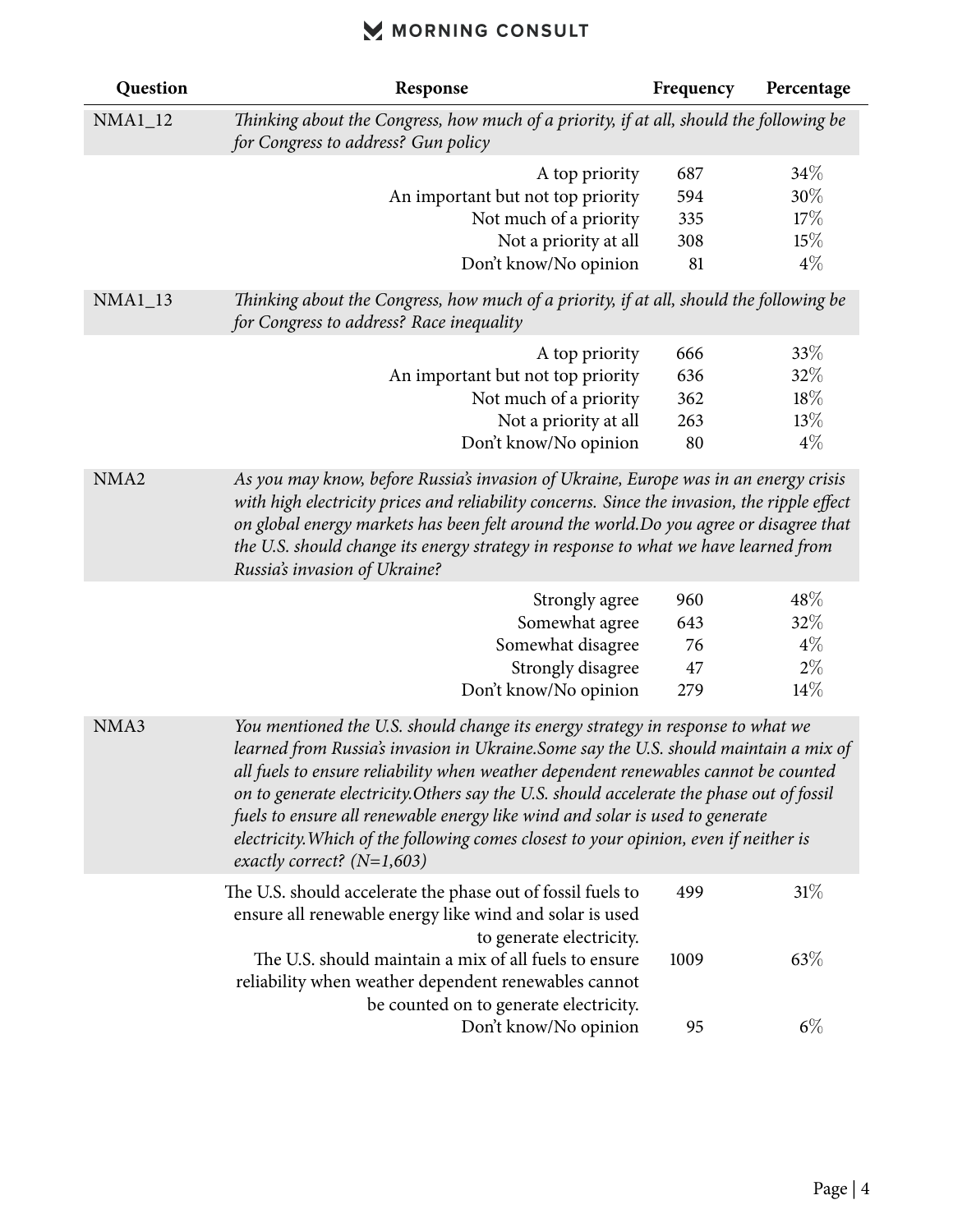| Question | Response | Frequency | Percentage |
|---|---|---|---|
| NMA1_12 | *Thinking about the Congress, how much of a priority, if at all, should the following be for Congress to address? Gun policy* | | |
| | A top priority | 687 | 34% |
| | An important but not top priority | 594 | 30% |
| | Not much of a priority | 335 | 17% |
| | Not a priority at all | 308 | 15% |
| | Don't know/No opinion | 81 | 4% |
| NMA1_13 | *Thinking about the Congress, how much of a priority, if at all, should the following be for Congress to address? Race inequality* | | |
| | A top priority | 666 | 33% |
| | An important but not top priority | 636 | 32% |
| | Not much of a priority | 362 | 18% |
| | Not a priority at all | 263 | 13% |
| | Don't know/No opinion | 80 | 4% |
| NMA2 | *As you may know, before Russia's invasion of Ukraine, Europe was in an energy crisis with high electricity prices and reliability concerns. Since the invasion, the ripple effect on global energy markets has been felt around the world.Do you agree or disagree that the U.S. should change its energy strategy in response to what we have learned from Russia's invasion of Ukraine?* | | |
| | Strongly agree | 960 | 48% |
| | Somewhat agree | 643 | 32% |
| | Somewhat disagree | 76 | 4% |
| | Strongly disagree | 47 | 2% |
| | Don't know/No opinion | 279 | 14% |
| NMA3 | *You mentioned the U.S. should change its energy strategy in response to what we learned from Russia's invasion in Ukraine.Some say the U.S. should maintain a mix of all fuels to ensure reliability when weather dependent renewables cannot be counted on to generate electricity.Others say the U.S. should accelerate the phase out of fossil fuels to ensure all renewable energy like wind and solar is used to generate electricity.Which of the following comes closest to your opinion, even if neither is exactly correct? (N=1,603)* | | |
| | The U.S. should accelerate the phase out of fossil fuels to ensure all renewable energy like wind and solar is used to generate electricity. | 499 | 31% |
| | The U.S. should maintain a mix of all fuels to ensure reliability when weather dependent renewables cannot be counted on to generate electricity. | 1009 | 63% |
| | Don't know/No opinion | 95 | 6% |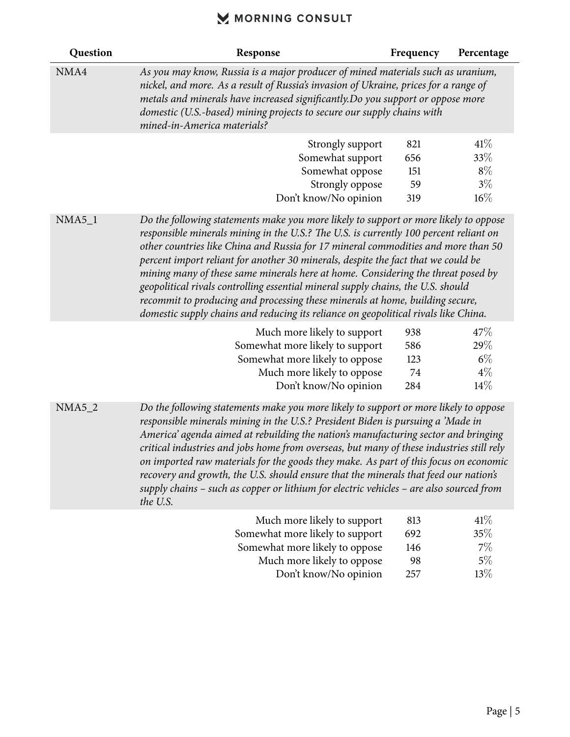| Question | Response | Frequency | Percentage |
|---|---|---|---|
| NMA4 | *As you may know, Russia is a major producer of mined materials such as uranium, nickel, and more. As a result of Russia's invasion of Ukraine, prices for a range of metals and minerals have increased significantly.Do you support or oppose more domestic (U.S.-based) mining projects to secure our supply chains with mined-in-America materials?* | | |
| | Strongly support | 821 | 41% |
| | Somewhat support | 656 | 33% |
| | Somewhat oppose | 151 | 8% |
| | Strongly oppose | 59 | 3% |
| | Don't know/No opinion | 319 | 16% |
| NMA5_1 | *Do the following statements make you more likely to support or more likely to oppose responsible minerals mining in the U.S.? The U.S. is currently 100 percent reliant on other countries like China and Russia for 17 mineral commodities and more than 50 percent import reliant for another 30 minerals, despite the fact that we could be mining many of these same minerals here at home. Considering the threat posed by geopolitical rivals controlling essential mineral supply chains, the U.S. should recommit to producing and processing these minerals at home, building secure, domestic supply chains and reducing its reliance on geopolitical rivals like China.* | | |
| | Much more likely to support | 938 | 47% |
| | Somewhat more likely to support | 586 | 29% |
| | Somewhat more likely to oppose | 123 | 6% |
| | Much more likely to oppose | 74 | 4% |
| | Don't know/No opinion | 284 | 14% |
| NMA5_2 | *Do the following statements make you more likely to support or more likely to oppose responsible minerals mining in the U.S.? President Biden is pursuing a 'Made in America' agenda aimed at rebuilding the nation's manufacturing sector and bringing critical industries and jobs home from overseas, but many of these industries still rely on imported raw materials for the goods they make. As part of this focus on economic recovery and growth, the U.S. should ensure that the minerals that feed our nation's supply chains – such as copper or lithium for electric vehicles – are also sourced from the U.S.* | | |
| | Much more likely to support | 813 | 41% |
| | Somewhat more likely to support | 692 | 35% |
| | Somewhat more likely to oppose | 146 | 7% |
| | Much more likely to oppose | 98 | 5% |
| | Don't know/No opinion | 257 | 13% |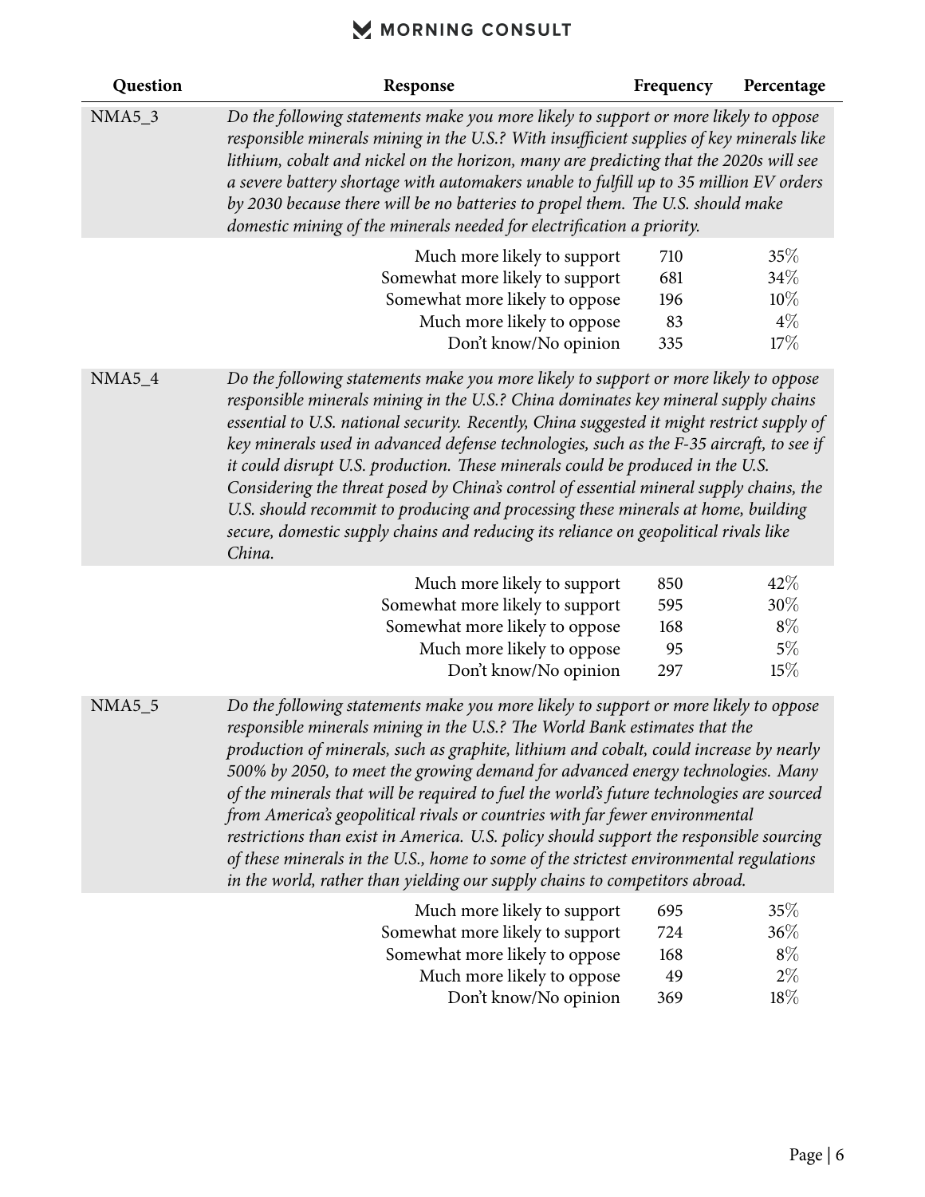| Question | Response | Frequency | Percentage |
|---|---|---|---|
| NMA5_3 | *Do the following statements make you more likely to support or more likely to oppose responsible minerals mining in the U.S.? With insufficient supplies of key minerals like lithium, cobalt and nickel on the horizon, many are predicting that the 2020s will see a severe battery shortage with automakers unable to fulfill up to 35 million EV orders by 2030 because there will be no batteries to propel them. The U.S. should make domestic mining of the minerals needed for electrification a priority.* | | |
| | Much more likely to support | 710 | 35% |
| | Somewhat more likely to support | 681 | 34% |
| | Somewhat more likely to oppose | 196 | 10% |
| | Much more likely to oppose | 83 | 4% |
| | Don't know/No opinion | 335 | 17% |
| NMA5_4 | *Do the following statements make you more likely to support or more likely to oppose responsible minerals mining in the U.S.? China dominates key mineral supply chains essential to U.S. national security. Recently, China suggested it might restrict supply of key minerals used in advanced defense technologies, such as the F-35 aircraft, to see if it could disrupt U.S. production. These minerals could be produced in the U.S. Considering the threat posed by China's control of essential mineral supply chains, the U.S. should recommit to producing and processing these minerals at home, building secure, domestic supply chains and reducing its reliance on geopolitical rivals like China.* | | |
| | Much more likely to support | 850 | 42% |
| | Somewhat more likely to support | 595 | 30% |
| | Somewhat more likely to oppose | 168 | 8% |
| | Much more likely to oppose | 95 | 5% |
| | Don't know/No opinion | 297 | 15% |
| NMA5_5 | *Do the following statements make you more likely to support or more likely to oppose responsible minerals mining in the U.S.? The World Bank estimates that the production of minerals, such as graphite, lithium and cobalt, could increase by nearly 500% by 2050, to meet the growing demand for advanced energy technologies. Many of the minerals that will be required to fuel the world's future technologies are sourced from America's geopolitical rivals or countries with far fewer environmental restrictions than exist in America. U.S. policy should support the responsible sourcing of these minerals in the U.S., home to some of the strictest environmental regulations in the world, rather than yielding our supply chains to competitors abroad.* | | |
| | Much more likely to support | 695 | 35% |
| | Somewhat more likely to support | 724 | 36% |
| | Somewhat more likely to oppose | 168 | 8% |
| | Much more likely to oppose | 49 | 2% |
| | Don't know/No opinion | 369 | 18% |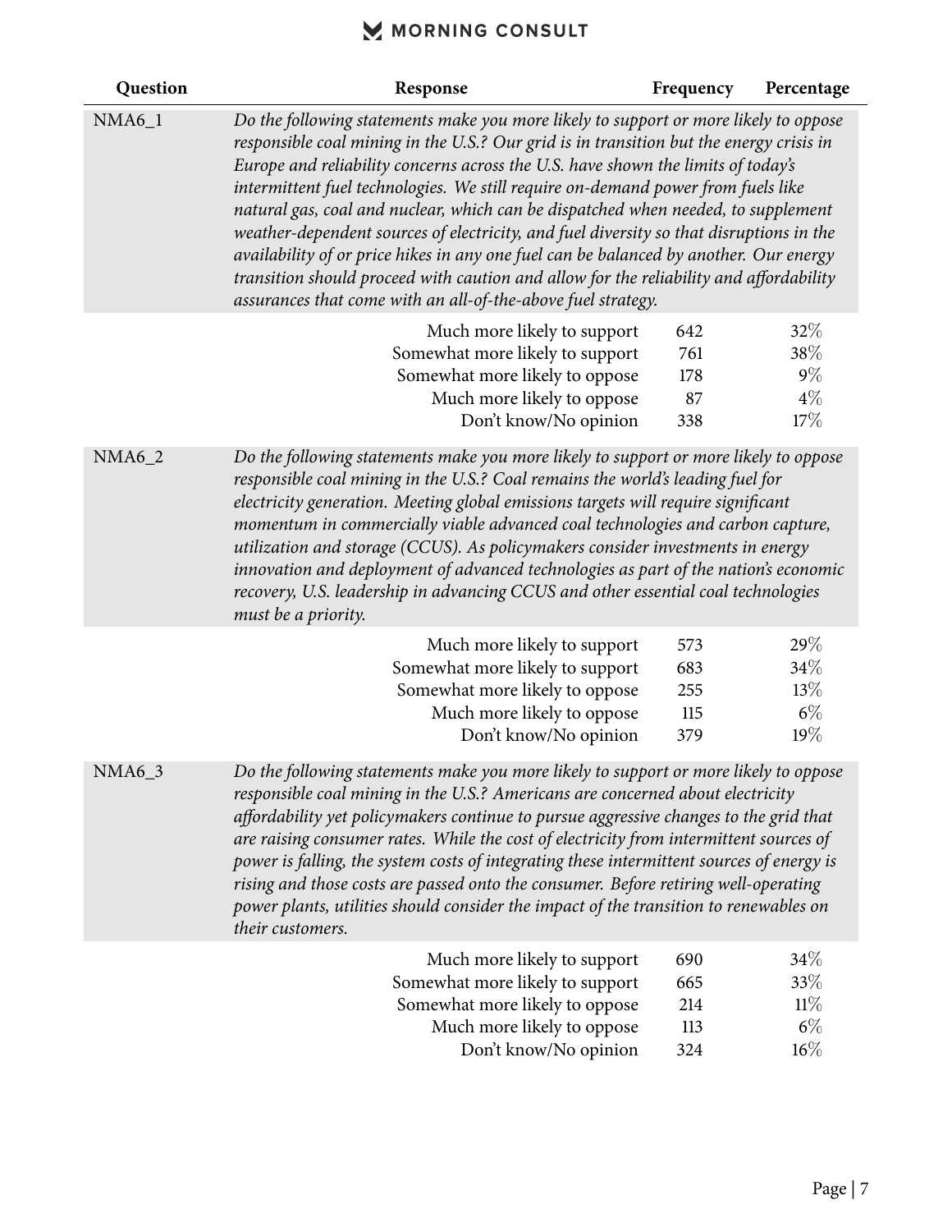| Question | Response | Frequency | Percentage |
|---|---|---|---|
| NMA6_1 | *Do the following statements make you more likely to support or more likely to oppose responsible coal mining in the U.S.? Our grid is in transition but the energy crisis in Europe and reliability concerns across the U.S. have shown the limits of today's intermittent fuel technologies. We still require on-demand power from fuels like natural gas, coal and nuclear, which can be dispatched when needed, to supplement weather-dependent sources of electricity, and fuel diversity so that disruptions in the availability of or price hikes in any one fuel can be balanced by another. Our energy transition should proceed with caution and allow for the reliability and affordability assurances that come with an all-of-the-above fuel strategy.* | | |
| | Much more likely to support | 642 | 32% |
| | Somewhat more likely to support | 761 | 38% |
| | Somewhat more likely to oppose | 178 | 9% |
| | Much more likely to oppose | 87 | 4% |
| | Don't know/No opinion | 338 | 17% |
| NMA6_2 | *Do the following statements make you more likely to support or more likely to oppose responsible coal mining in the U.S.? Coal remains the world's leading fuel for electricity generation. Meeting global emissions targets will require significant momentum in commercially viable advanced coal technologies and carbon capture, utilization and storage (CCUS). As policymakers consider investments in energy innovation and deployment of advanced technologies as part of the nation's economic recovery, U.S. leadership in advancing CCUS and other essential coal technologies must be a priority.* | | |
| | Much more likely to support | 573 | 29% |
| | Somewhat more likely to support | 683 | 34% |
| | Somewhat more likely to oppose | 255 | 13% |
| | Much more likely to oppose | 115 | 6% |
| | Don't know/No opinion | 379 | 19% |
| NMA6_3 | *Do the following statements make you more likely to support or more likely to oppose responsible coal mining in the U.S.? Americans are concerned about electricity affordability yet policymakers continue to pursue aggressive changes to the grid that are raising consumer rates. While the cost of electricity from intermittent sources of power is falling, the system costs of integrating these intermittent sources of energy is rising and those costs are passed onto the consumer. Before retiring well-operating power plants, utilities should consider the impact of the transition to renewables on their customers.* | | |
| | Much more likely to support | 690 | 34% |
| | Somewhat more likely to support | 665 | 33% |
| | Somewhat more likely to oppose | 214 | 11% |
| | Much more likely to oppose | 113 | 6% |
| | Don't know/No opinion | 324 | 16% |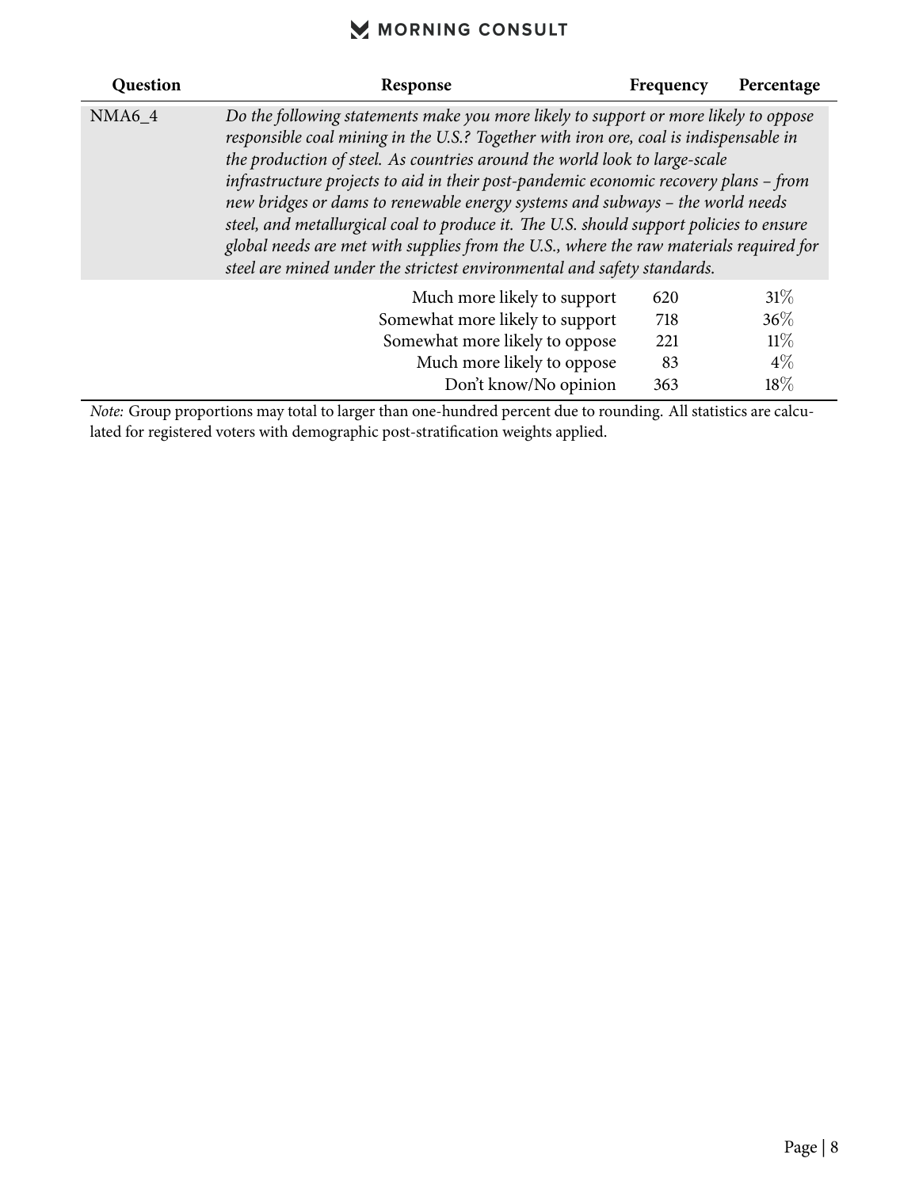| Question | Response | Frequency | Percentage |
|---|---|---|---|
| NMA6_4 | *Do the following statements make you more likely to support or more likely to oppose responsible coal mining in the U.S.? Together with iron ore, coal is indispensable in the production of steel. As countries around the world look to large-scale infrastructure projects to aid in their post-pandemic economic recovery plans – from new bridges or dams to renewable energy systems and subways – the world needs steel, and metallurgical coal to produce it. The U.S. should support policies to ensure global needs are met with supplies from the U.S., where the raw materials required for steel are mined under the strictest environmental and safety standards.* | | |
| | Much more likely to support | 620 | 31% |
| | Somewhat more likely to support | 718 | 36% |
| | Somewhat more likely to oppose | 221 | 11% |
| | Much more likely to oppose | 83 | 4% |
| | Don't know/No opinion | 363 | 18% |

*Note:* Group proportions may total to larger than one-hundred percent due to rounding. All statistics are calculated for registered voters with demographic post-stratification weights applied.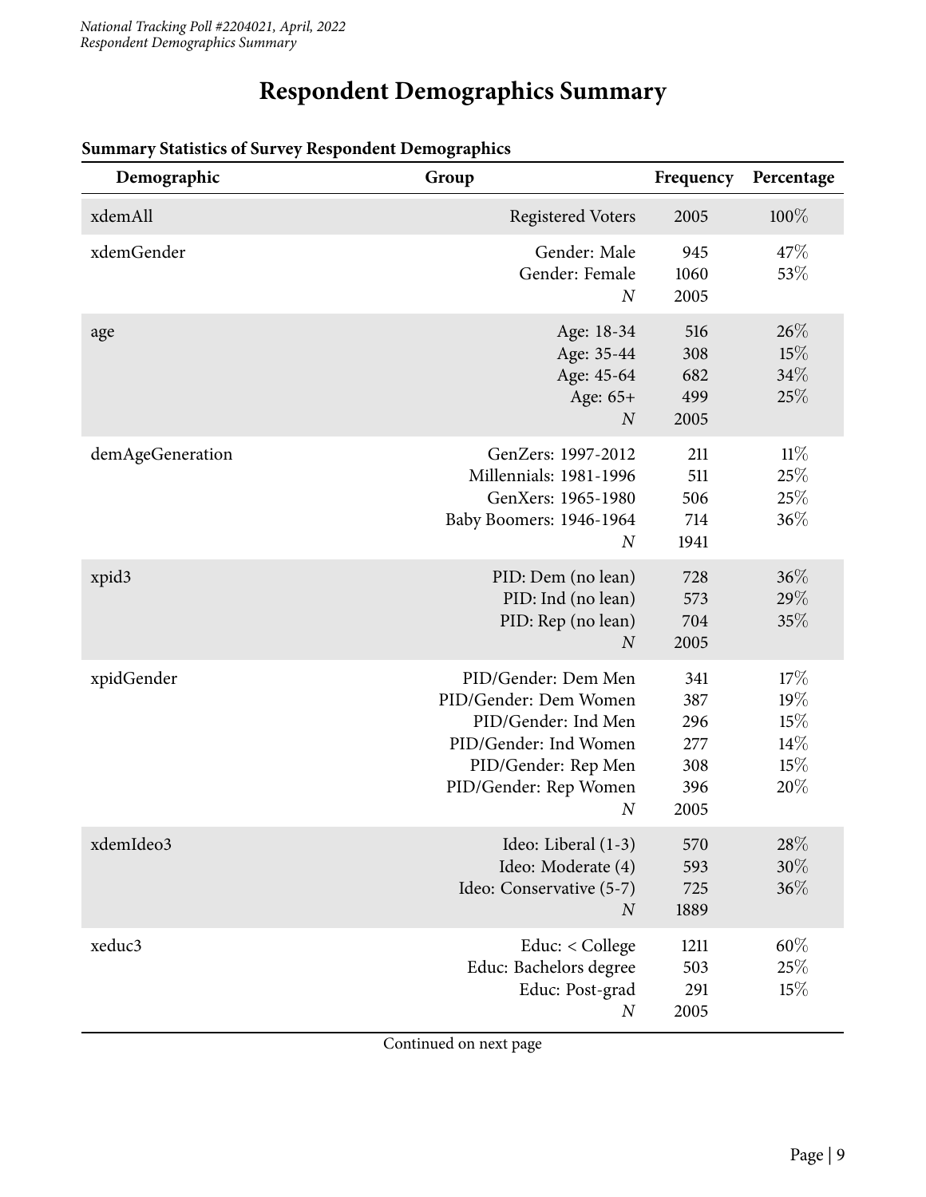# Respondent Demographics Summary

**Summary Statistics of Survey Respondent Demographics**

| Demographic | Group | Frequency | Percentage |
|---|---|---|---|
| xdemAll | Registered Voters | 2005 | 100% |
| xdemGender | Gender: Male | 945 | 47% |
| | Gender: Female | 1060 | 53% |
| | *N* | 2005 | |
| age | Age: 18-34 | 516 | 26% |
| | Age: 35-44 | 308 | 15% |
| | Age: 45-64 | 682 | 34% |
| | Age: 65+ | 499 | 25% |
| | *N* | 2005 | |
| demAgeGeneration | GenZers: 1997-2012 | 211 | 11% |
| | Millennials: 1981-1996 | 511 | 25% |
| | GenXers: 1965-1980 | 506 | 25% |
| | Baby Boomers: 1946-1964 | 714 | 36% |
| | *N* | 1941 | |
| xpid3 | PID: Dem (no lean) | 728 | 36% |
| | PID: Ind (no lean) | 573 | 29% |
| | PID: Rep (no lean) | 704 | 35% |
| | *N* | 2005 | |
| xpidGender | PID/Gender: Dem Men | 341 | 17% |
| | PID/Gender: Dem Women | 387 | 19% |
| | PID/Gender: Ind Men | 296 | 15% |
| | PID/Gender: Ind Women | 277 | 14% |
| | PID/Gender: Rep Men | 308 | 15% |
| | PID/Gender: Rep Women | 396 | 20% |
| | *N* | 2005 | |
| xdemIdeo3 | Ideo: Liberal (1-3) | 570 | 28% |
| | Ideo: Moderate (4) | 593 | 30% |
| | Ideo: Conservative (5-7) | 725 | 36% |
| | *N* | 1889 | |
| xeduc3 | Educ: < College | 1211 | 60% |
| | Educ: Bachelors degree | 503 | 25% |
| | Educ: Post-grad | 291 | 15% |
| | *N* | 2005 | |

Continued on next page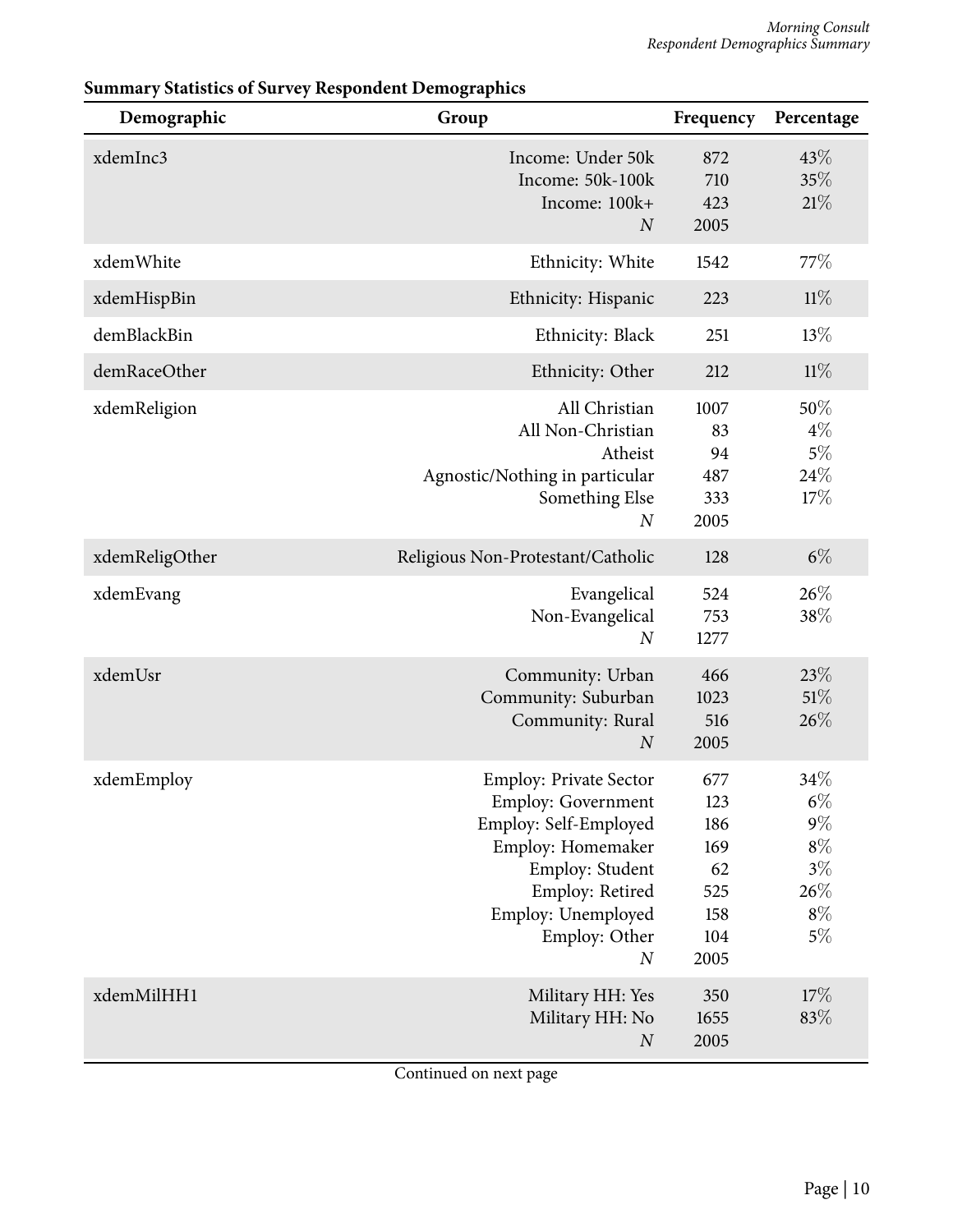**Summary Statistics of Survey Respondent Demographics**

| Demographic | Group | Frequency | Percentage |
|---|---|---|---|
| xdemInc3 | Income: Under 50k | 872 | 43% |
| | Income: 50k-100k | 710 | 35% |
| | Income: 100k+ | 423 | 21% |
| | *N* | 2005 | |
| xdemWhite | Ethnicity: White | 1542 | 77% |
| xdemHispBin | Ethnicity: Hispanic | 223 | 11% |
| demBlackBin | Ethnicity: Black | 251 | 13% |
| demRaceOther | Ethnicity: Other | 212 | 11% |
| xdemReligion | All Christian | 1007 | 50% |
| | All Non-Christian | 83 | 4% |
| | Atheist | 94 | 5% |
| | Agnostic/Nothing in particular | 487 | 24% |
| | Something Else | 333 | 17% |
| | *N* | 2005 | |
| xdemReligOther | Religious Non-Protestant/Catholic | 128 | 6% |
| xdemEvang | Evangelical | 524 | 26% |
| | Non-Evangelical | 753 | 38% |
| | *N* | 1277 | |
| xdemUsr | Community: Urban | 466 | 23% |
| | Community: Suburban | 1023 | 51% |
| | Community: Rural | 516 | 26% |
| | *N* | 2005 | |
| xdemEmploy | Employ: Private Sector | 677 | 34% |
| | Employ: Government | 123 | 6% |
| | Employ: Self-Employed | 186 | 9% |
| | Employ: Homemaker | 169 | 8% |
| | Employ: Student | 62 | 3% |
| | Employ: Retired | 525 | 26% |
| | Employ: Unemployed | 158 | 8% |
| | Employ: Other | 104 | 5% |
| | *N* | 2005 | |
| xdemMilHH1 | Military HH: Yes | 350 | 17% |
| | Military HH: No | 1655 | 83% |
| | *N* | 2005 | |

Continued on next page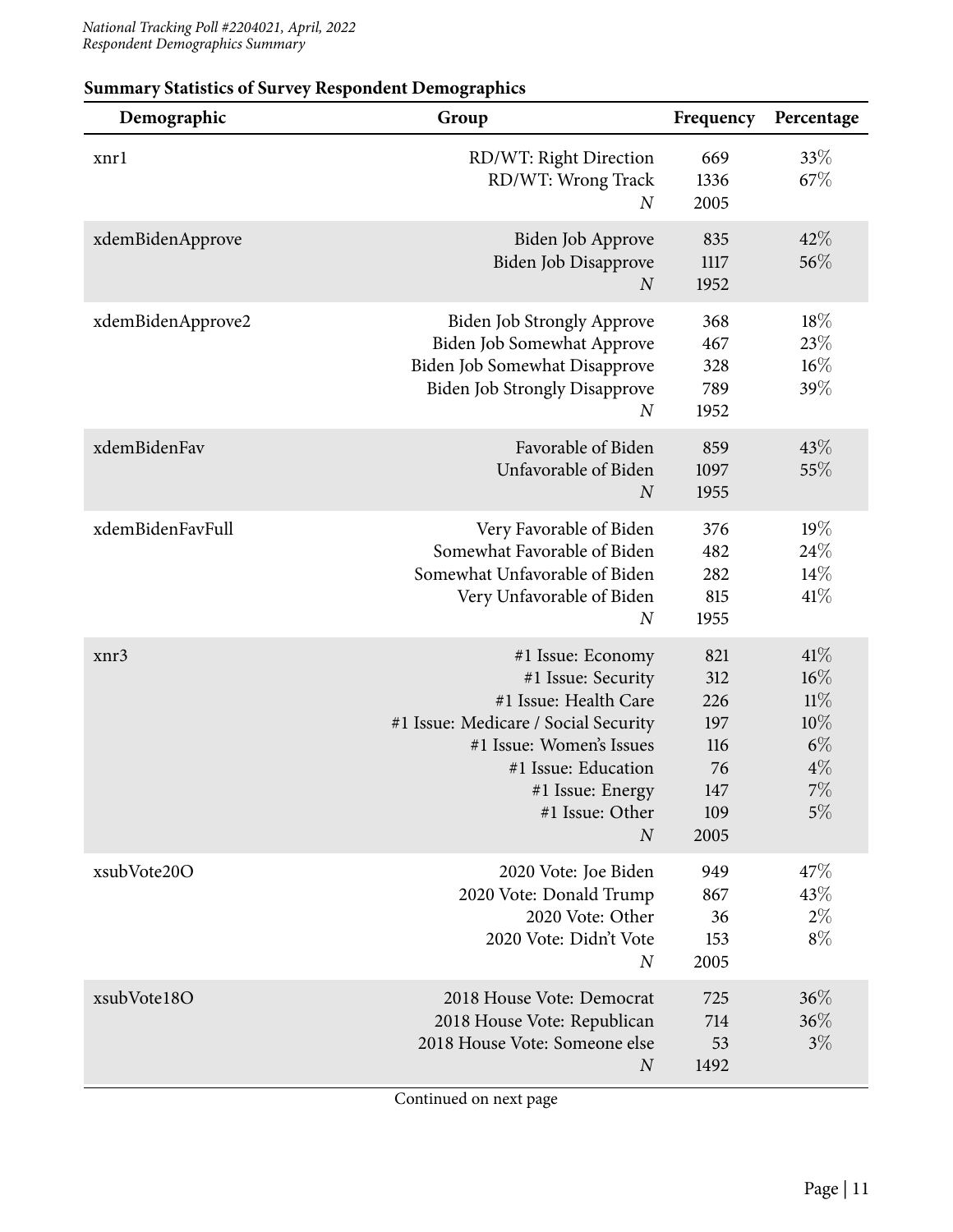**Summary Statistics of Survey Respondent Demographics**

| Demographic | Group | Frequency | Percentage |
|---|---|---|---|
| xnr1 | RD/WT: Right Direction | 669 | 33% |
| | RD/WT: Wrong Track | 1336 | 67% |
| | *N* | 2005 | |
| xdemBidenApprove | Biden Job Approve | 835 | 42% |
| | Biden Job Disapprove | 1117 | 56% |
| | *N* | 1952 | |
| xdemBidenApprove2 | Biden Job Strongly Approve | 368 | 18% |
| | Biden Job Somewhat Approve | 467 | 23% |
| | Biden Job Somewhat Disapprove | 328 | 16% |
| | Biden Job Strongly Disapprove | 789 | 39% |
| | *N* | 1952 | |
| xdemBidenFav | Favorable of Biden | 859 | 43% |
| | Unfavorable of Biden | 1097 | 55% |
| | *N* | 1955 | |
| xdemBidenFavFull | Very Favorable of Biden | 376 | 19% |
| | Somewhat Favorable of Biden | 482 | 24% |
| | Somewhat Unfavorable of Biden | 282 | 14% |
| | Very Unfavorable of Biden | 815 | 41% |
| | *N* | 1955 | |
| xnr3 | #1 Issue: Economy | 821 | 41% |
| | #1 Issue: Security | 312 | 16% |
| | #1 Issue: Health Care | 226 | 11% |
| | #1 Issue: Medicare / Social Security | 197 | 10% |
| | #1 Issue: Women's Issues | 116 | 6% |
| | #1 Issue: Education | 76 | 4% |
| | #1 Issue: Energy | 147 | 7% |
| | #1 Issue: Other | 109 | 5% |
| | *N* | 2005 | |
| xsubVote20O | 2020 Vote: Joe Biden | 949 | 47% |
| | 2020 Vote: Donald Trump | 867 | 43% |
| | 2020 Vote: Other | 36 | 2% |
| | 2020 Vote: Didn't Vote | 153 | 8% |
| | *N* | 2005 | |
| xsubVote18O | 2018 House Vote: Democrat | 725 | 36% |
| | 2018 House Vote: Republican | 714 | 36% |
| | 2018 House Vote: Someone else | 53 | 3% |
| | *N* | 1492 | |

Continued on next page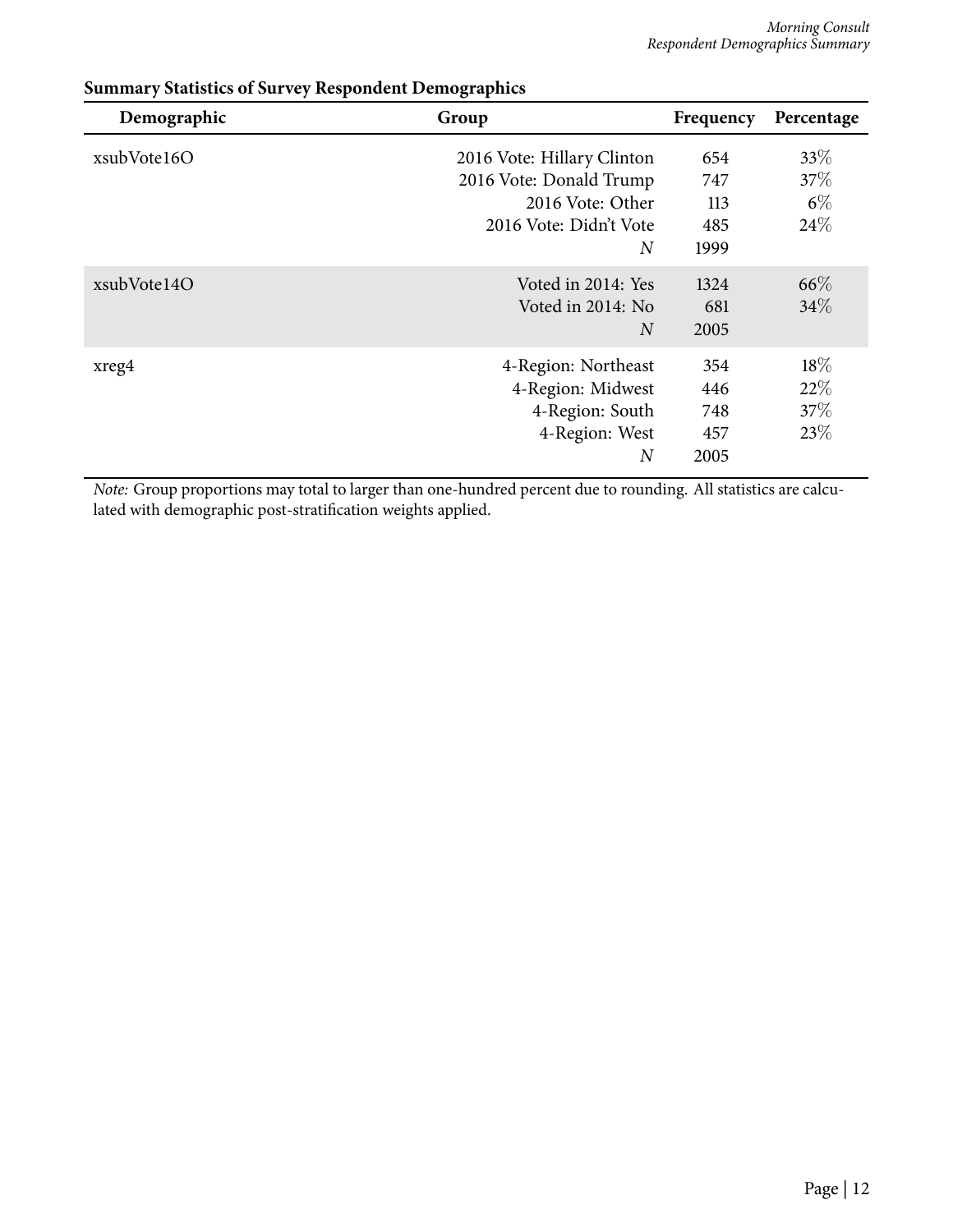**Summary Statistics of Survey Respondent Demographics**

| Demographic | Group | Frequency | Percentage |
|---|---|---|---|
| xsubVote16O | 2016 Vote: Hillary Clinton | 654 | 33% |
| | 2016 Vote: Donald Trump | 747 | 37% |
| | 2016 Vote: Other | 113 | 6% |
| | 2016 Vote: Didn't Vote | 485 | 24% |
| | *N* | 1999 | |
| xsubVote14O | Voted in 2014: Yes | 1324 | 66% |
| | Voted in 2014: No | 681 | 34% |
| | *N* | 2005 | |
| xreg4 | 4-Region: Northeast | 354 | 18% |
| | 4-Region: Midwest | 446 | 22% |
| | 4-Region: South | 748 | 37% |
| | 4-Region: West | 457 | 23% |
| | *N* | 2005 | |

*Note:* Group proportions may total to larger than one-hundred percent due to rounding. All statistics are calculated with demographic post-stratification weights applied.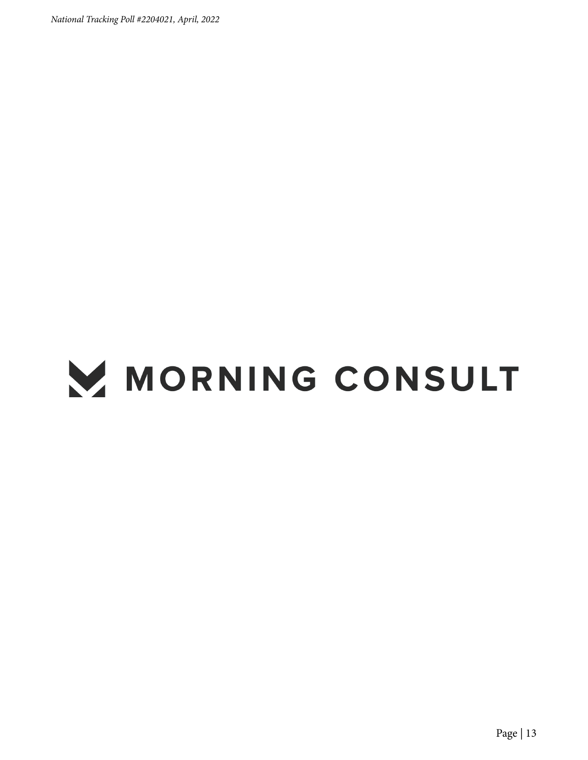MORNING CONSULT